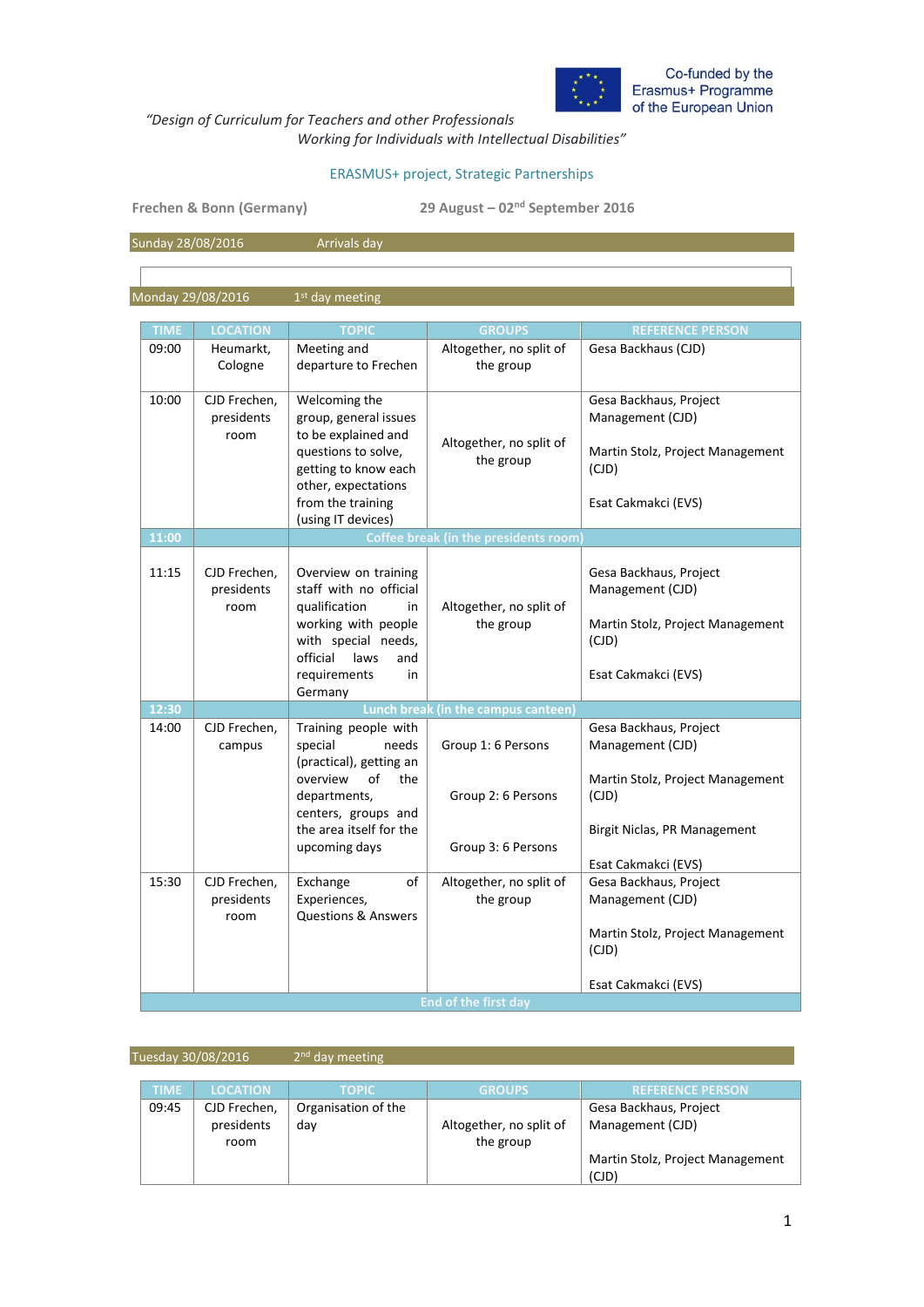Co-funded by the Erasmus+ Programme of the European Union

*"Design of Curriculum for Teachers and other Professionals Working for Individuals with Intellectual Disabilities"*

ERASMUS+ project, Strategic Partnerships

**Frechen & Bonn (Germany)** **29 August – 02nd September 2016**

**Sunday 28/08/2016** Arrivals day

**Monday 29/08/2016** 1st day meeting

| TIME | LOCATION | TOPIC | GROUPS | REFERENCE PERSON |
|---|---|---|---|---|
| 09:00 | Heumarkt, Cologne | Meeting and departure to Frechen | Altogether, no split of the group | Gesa Backhaus (CJD) |
| 10:00 | CJD Frechen, presidents room | Welcoming the group, general issues to be explained and questions to solve, getting to know each other, expectations from the training (using IT devices) | Altogether, no split of the group | Gesa Backhaus, Project Management (CJD)<br><br>Martin Stolz, Project Management (CJD)<br><br>Esat Cakmakci (EVS) |
| 11:00 | Coffee break (in the presidents room) | | | |
| 11:15 | CJD Frechen, presidents room | Overview on training staff with no official qualification in working with people with special needs, official laws and requirements in Germany | Altogether, no split of the group | Gesa Backhaus, Project Management (CJD)<br><br>Martin Stolz, Project Management (CJD)<br><br>Esat Cakmakci (EVS) |
| 12:30 | Lunch break (in the campus canteen) | | | |
| 14:00 | CJD Frechen, campus | Training people with special needs (practical), getting an overview of the departments, centers, groups and the area itself for the upcoming days | Group 1: 6 Persons<br><br>Group 2: 6 Persons<br><br>Group 3: 6 Persons | Gesa Backhaus, Project Management (CJD)<br><br>Martin Stolz, Project Management (CJD)<br><br>Birgit Niclas, PR Management<br><br>Esat Cakmakci (EVS) |
| 15:30 | CJD Frechen, presidents room | Exchange of Experiences, Questions & Answers | Altogether, no split of the group | Gesa Backhaus, Project Management (CJD)<br><br>Martin Stolz, Project Management (CJD)<br><br>Esat Cakmakci (EVS) |
| End of the first day | | | | |

**Tuesday 30/08/2016** 2nd day meeting

| TIME | LOCATION | TOPIC | GROUPS | REFERENCE PERSON |
|---|---|---|---|---|
| 09:45 | CJD Frechen, presidents room | Organisation of the day | Altogether, no split of the group | Gesa Backhaus, Project Management (CJD)<br><br>Martin Stolz, Project Management (CJD) |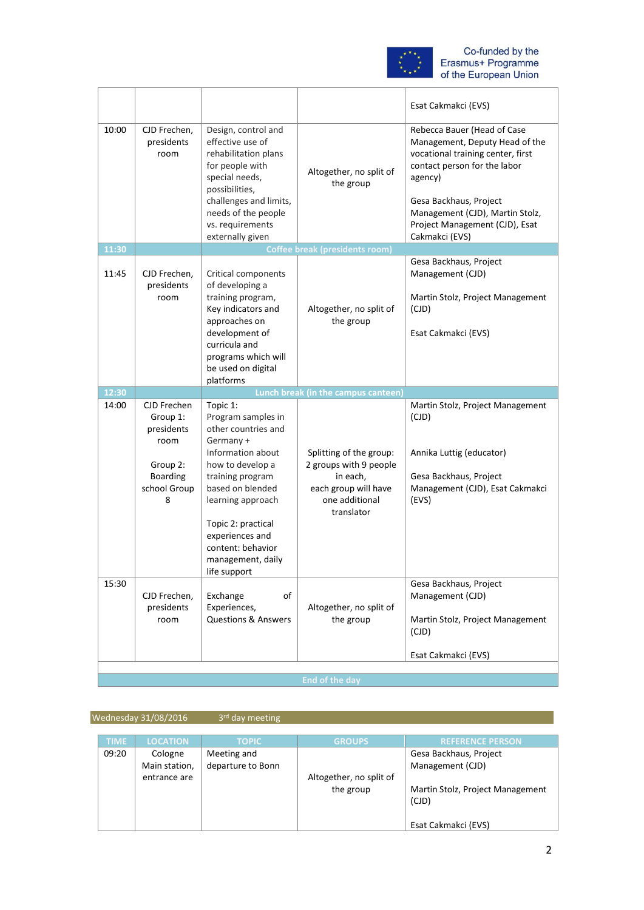| | | | | Esat Cakmakci (EVS) |
|---|---|---|---|---|
| 10:00 | CJD Frechen, presidents room | Design, control and effective use of rehabilitation plans for people with special needs, possibilities, challenges and limits, needs of the people vs. requirements externally given | Altogether, no split of the group | Rebecca Bauer (Head of Case Management, Deputy Head of the vocational training center, first contact person for the labor agency)<br><br>Gesa Backhaus, Project Management (CJD), Martin Stolz, Project Management (CJD), Esat Cakmakci (EVS) |
| 11:30 | Coffee break (presidents room) | | | |
| 11:45 | CJD Frechen, presidents room | Critical components of developing a training program, Key indicators and approaches on development of curricula and programs which will be used on digital platforms | Altogether, no split of the group | Gesa Backhaus, Project Management (CJD)<br><br>Martin Stolz, Project Management (CJD)<br><br>Esat Cakmakci (EVS) |
| 12:30 | Lunch break (in the campus canteen) | | | |
| 14:00 | CJD Frechen Group 1: presidents room<br><br>Group 2: Boarding school Group 8 | Topic 1: Program samples in other countries and Germany + Information about how to develop a training program based on blended learning approach<br><br>Topic 2: practical experiences and content: behavior management, daily life support | Splitting of the group: 2 groups with 9 people in each, each group will have one additional translator | Martin Stolz, Project Management (CJD)<br><br>Annika Luttig (educator)<br><br>Gesa Backhaus, Project Management (CJD), Esat Cakmakci (EVS) |
| 15:30 | CJD Frechen, presidents room | Exchange of Experiences, Questions & Answers | Altogether, no split of the group | Gesa Backhaus, Project Management (CJD)<br><br>Martin Stolz, Project Management (CJD)<br><br>Esat Cakmakci (EVS) |
| | | | | |
| End of the day | | | | |

Wednesday 31/08/2016 3rd day meeting

| TIME | LOCATION | TOPIC | GROUPS | REFERENCE PERSON |
|---|---|---|---|---|
| 09:20 | Cologne Main station, entrance are | Meeting and departure to Bonn | Altogether, no split of the group | Gesa Backhaus, Project Management (CJD)<br><br>Martin Stolz, Project Management (CJD)<br><br>Esat Cakmakci (EVS) |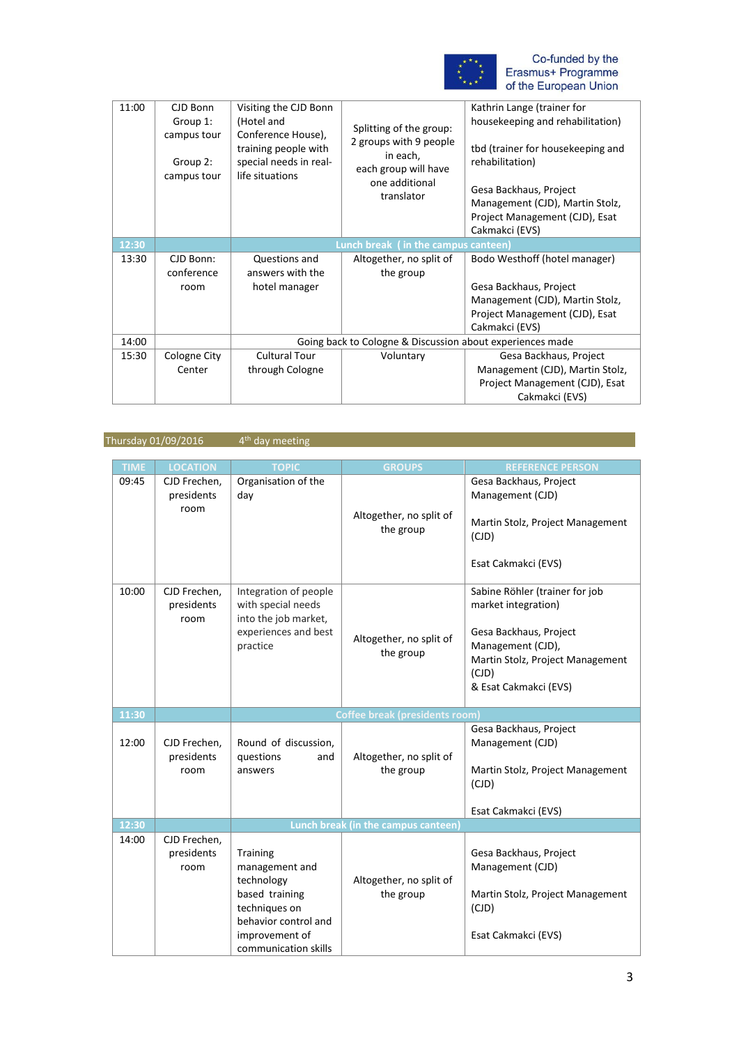Co-funded by the Erasmus+ Programme of the European Union

| | | | | |
|---|---|---|---|---|
| 11:00 | CJD Bonn<br>Group 1: campus tour<br><br>Group 2: campus tour | Visiting the CJD Bonn (Hotel and Conference House), training people with special needs in real-life situations | Splitting of the group: 2 groups with 9 people in each, each group will have one additional translator | Kathrin Lange (trainer for housekeeping and rehabilitation)<br><br>tbd (trainer for housekeeping and rehabilitation)<br><br>Gesa Backhaus, Project Management (CJD), Martin Stolz, Project Management (CJD), Esat Cakmakci (EVS) |
| 12:30 | | Lunch break ( in the campus canteen) | | |
| 13:30 | CJD Bonn: conference room | Questions and answers with the hotel manager | Altogether, no split of the group | Bodo Westhoff (hotel manager)<br><br>Gesa Backhaus, Project Management (CJD), Martin Stolz, Project Management (CJD), Esat Cakmakci (EVS) |
| 14:00 | | Going back to Cologne & Discussion about experiences made | | |
| 15:30 | Cologne City Center | Cultural Tour through Cologne | Voluntary | Gesa Backhaus, Project Management (CJD), Martin Stolz, Project Management (CJD), Esat Cakmakci (EVS) |

**Thursday 01/09/2016** 4th day meeting

| TIME | LOCATION | TOPIC | GROUPS | REFERENCE PERSON |
|---|---|---|---|---|
| 09:45 | CJD Frechen, presidents room | Organisation of the day | Altogether, no split of the group | Gesa Backhaus, Project Management (CJD)<br><br>Martin Stolz, Project Management (CJD)<br><br>Esat Cakmakci (EVS) |
| 10:00 | CJD Frechen, presidents room | Integration of people with special needs into the job market, experiences and best practice | Altogether, no split of the group | Sabine Röhler (trainer for job market integration)<br><br>Gesa Backhaus, Project Management (CJD),<br>Martin Stolz, Project Management (CJD)<br>& Esat Cakmakci (EVS) |
| 11:30 | | Coffee break (presidents room) | | |
| 12:00 | CJD Frechen, presidents room | Round of discussion, questions and answers | Altogether, no split of the group | Gesa Backhaus, Project Management (CJD)<br><br>Martin Stolz, Project Management (CJD)<br><br>Esat Cakmakci (EVS) |
| 12:30 | | Lunch break (in the campus canteen) | | |
| 14:00 | CJD Frechen, presidents room | Training management and technology based training techniques on behavior control and improvement of communication skills | Altogether, no split of the group | Gesa Backhaus, Project Management (CJD)<br><br>Martin Stolz, Project Management (CJD)<br><br>Esat Cakmakci (EVS) |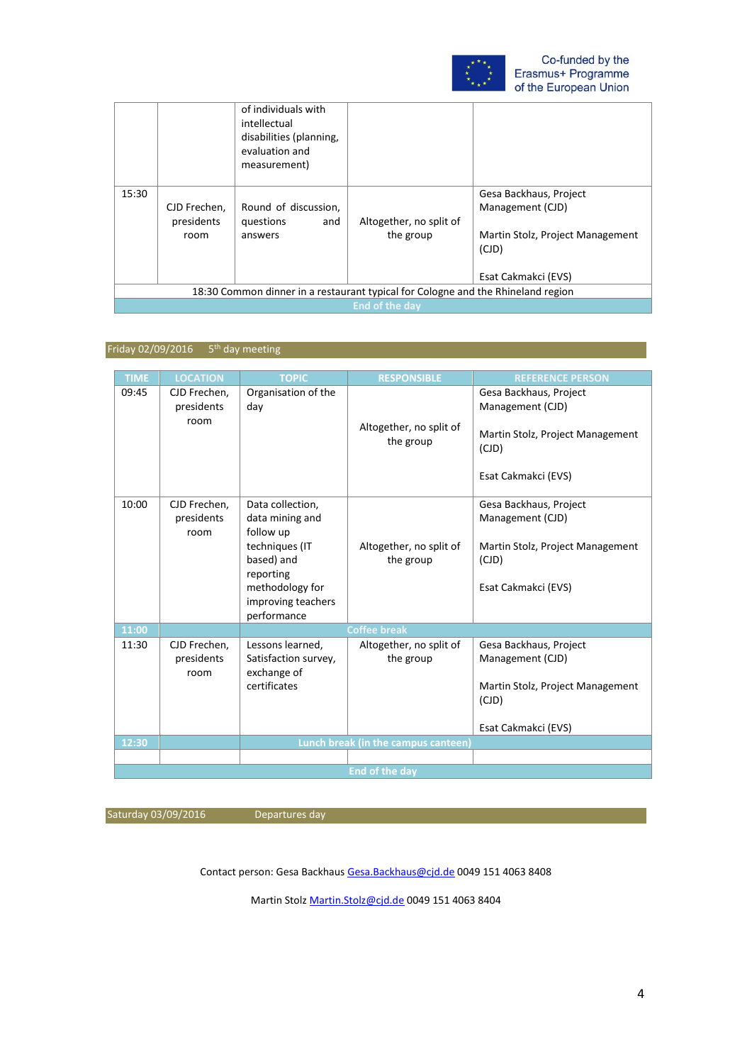| | | | | |
|---|---|---|---|---|
| | | of individuals with intellectual disabilities (planning, evaluation and measurement) | | |
| 15:30 | CJD Frechen, presidents room | Round of discussion, questions and answers | Altogether, no split of the group | Gesa Backhaus, Project Management (CJD)<br><br>Martin Stolz, Project Management (CJD)<br><br>Esat Cakmakci (EVS) |
| 18:30 Common dinner in a restaurant typical for Cologne and the Rhineland region | | | | |
| End of the day | | | | |

**Friday 02/09/2016 5th day meeting**

| TIME | LOCATION | TOPIC | RESPONSIBLE | REFERENCE PERSON |
|---|---|---|---|---|
| 09:45 | CJD Frechen, presidents room | Organisation of the day | Altogether, no split of the group | Gesa Backhaus, Project Management (CJD)<br><br>Martin Stolz, Project Management (CJD)<br><br>Esat Cakmakci (EVS) |
| 10:00 | CJD Frechen, presidents room | Data collection, data mining and follow up techniques (IT based) and reporting methodology for improving teachers performance | Altogether, no split of the group | Gesa Backhaus, Project Management (CJD)<br><br>Martin Stolz, Project Management (CJD)<br><br>Esat Cakmakci (EVS) |
| 11:00 | | Coffee break | | |
| 11:30 | CJD Frechen, presidents room | Lessons learned, Satisfaction survey, exchange of certificates | Altogether, no split of the group | Gesa Backhaus, Project Management (CJD)<br><br>Martin Stolz, Project Management (CJD)<br><br>Esat Cakmakci (EVS) |
| 12:30 | | Lunch break (in the campus canteen) | | |
| | | | | |
| End of the day | | | | |

**Saturday 03/09/2016 Departures day**

Contact person: Gesa Backhaus Gesa.Backhaus@cjd.de 0049 151 4063 8408

Martin Stolz Martin.Stolz@cjd.de 0049 151 4063 8404